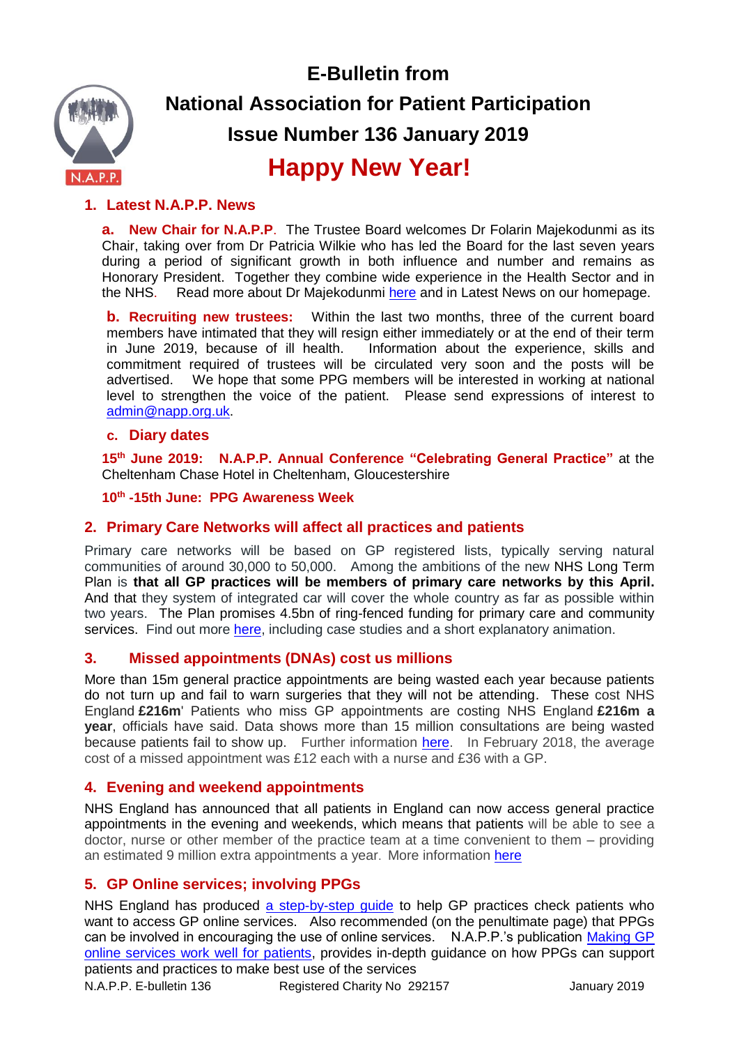# E-Bulletin from

# National Association for Patient Participation

## Issue Number 136 January 2019

# Happy New Year!

## 1. Latest N.A.P.P. News

**a. New Chair for N.A.P.P.** The Trustee Board welcomes Dr Folarin Majekodunmi as its Chair, taking over from Dr Patricia Wilkie who has led the Board for the last seven years during a period of significant growth in both influence and number and remains as Honorary President. Together they combine wide experience in the Health Sector and in the NHS. Read more about Dr Majekodunmi here and in Latest News on our homepage.

**b. Recruiting new trustees:** Within the last two months, three of the current board members have intimated that they will resign either immediately or at the end of their term in June 2019, because of ill health. Information about the experience, skills and commitment required of trustees will be circulated very soon and the posts will be advertised. We hope that some PPG members will be interested in working at national level to strengthen the voice of the patient. Please send expressions of interest to admin@napp.org.uk.

**c. Diary dates**

**15th June 2019: N.A.P.P. Annual Conference "Celebrating General Practice"** at the Cheltenham Chase Hotel in Cheltenham, Gloucestershire

**10th -15th June: PPG Awareness Week**

## 2. Primary Care Networks will affect all practices and patients

Primary care networks will be based on GP registered lists, typically serving natural communities of around 30,000 to 50,000. Among the ambitions of the new NHS Long Term Plan is **that all GP practices will be members of primary care networks by this April.** And that they system of integrated car will cover the whole country as far as possible within two years. The Plan promises 4.5bn of ring-fenced funding for primary care and community services. Find out more here, including case studies and a short explanatory animation.

## 3. Missed appointments (DNAs) cost us millions

More than 15m general practice appointments are being wasted each year because patients do not turn up and fail to warn surgeries that they will not be attending. These cost NHS England **£216m**' Patients who miss GP appointments are costing NHS England **£216m a year**, officials have said. Data shows more than 15 million consultations are being wasted because patients fail to show up. Further information here. In February 2018, the average cost of a missed appointment was £12 each with a nurse and £36 with a GP.

## 4. Evening and weekend appointments

NHS England has announced that all patients in England can now access general practice appointments in the evening and weekends, which means that patients will be able to see a doctor, nurse or other member of the practice team at a time convenient to them – providing an estimated 9 million extra appointments a year. More information here

## 5. GP Online services; involving PPGs

NHS England has produced a step-by-step guide to help GP practices check patients who want to access GP online services. Also recommended (on the penultimate page) that PPGs can be involved in encouraging the use of online services. N.A.P.P.'s publication Making GP online services work well for patients, provides in-depth guidance on how PPGs can support patients and practices to make best use of the services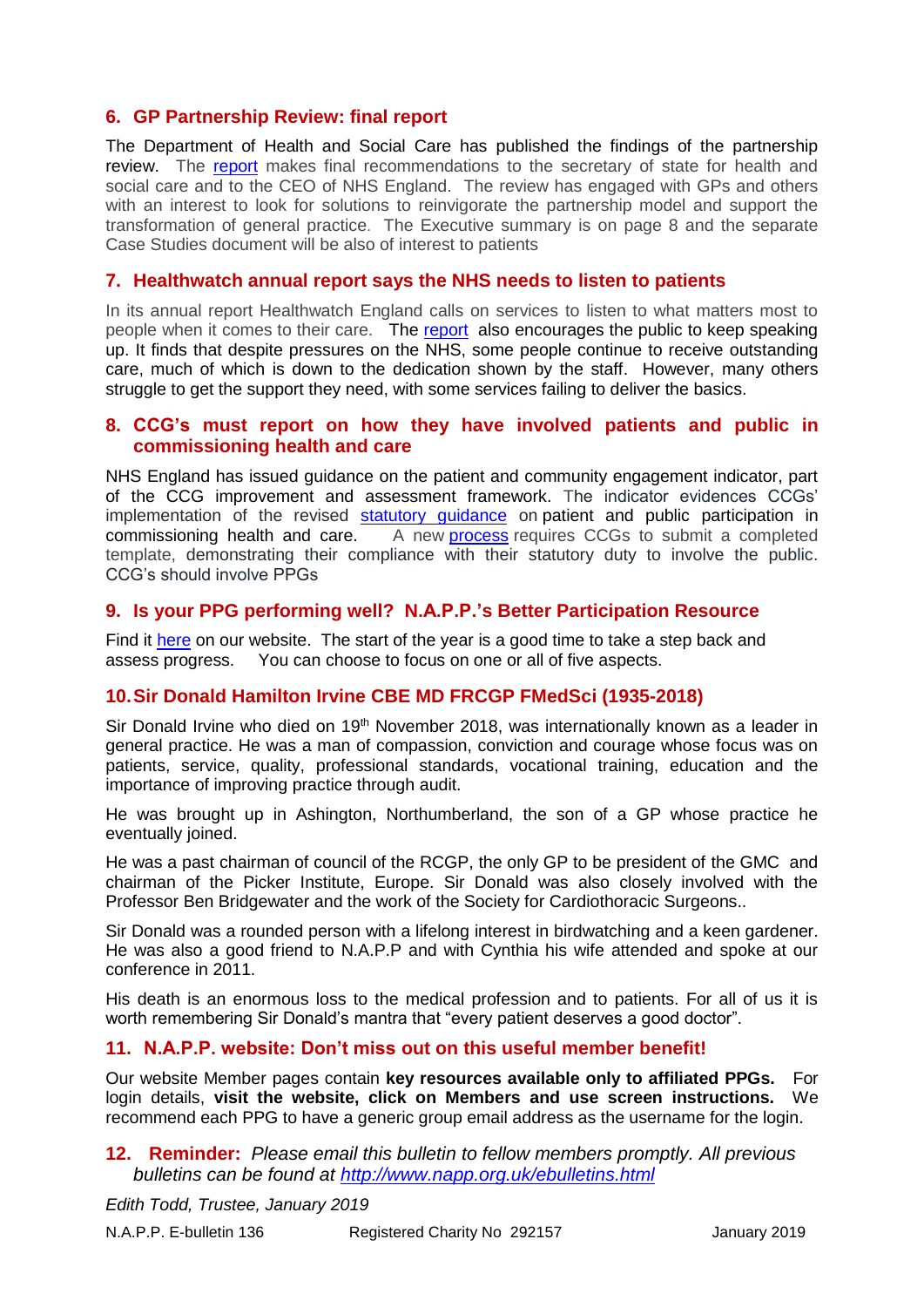## 6. GP Partnership Review: final report

The Department of Health and Social Care has published the findings of the partnership review. The report makes final recommendations to the secretary of state for health and social care and to the CEO of NHS England. The review has engaged with GPs and others with an interest to look for solutions to reinvigorate the partnership model and support the transformation of general practice. The Executive summary is on page 8 and the separate Case Studies document will be also of interest to patients

## 7. Healthwatch annual report says the NHS needs to listen to patients

In its annual report Healthwatch England calls on services to listen to what matters most to people when it comes to their care. The report also encourages the public to keep speaking up. It finds that despite pressures on the NHS, some people continue to receive outstanding care, much of which is down to the dedication shown by the staff. However, many others struggle to get the support they need, with some services failing to deliver the basics.

## 8. CCG's must report on how they have involved patients and public in commissioning health and care

NHS England has issued guidance on the patient and community engagement indicator, part of the CCG improvement and assessment framework. The indicator evidences CCGs' implementation of the revised statutory guidance on patient and public participation in commissioning health and care. A new process requires CCGs to submit a completed template, demonstrating their compliance with their statutory duty to involve the public. CCG's should involve PPGs

## 9. Is your PPG performing well? N.A.P.P.'s Better Participation Resource

Find it here on our website. The start of the year is a good time to take a step back and assess progress. You can choose to focus on one or all of five aspects.

## 10. Sir Donald Hamilton Irvine CBE MD FRCGP FMedSci (1935-2018)

Sir Donald Irvine who died on 19th November 2018, was internationally known as a leader in general practice. He was a man of compassion, conviction and courage whose focus was on patients, service, quality, professional standards, vocational training, education and the importance of improving practice through audit.

He was brought up in Ashington, Northumberland, the son of a GP whose practice he eventually joined.

He was a past chairman of council of the RCGP, the only GP to be president of the GMC and chairman of the Picker Institute, Europe. Sir Donald was also closely involved with the Professor Ben Bridgewater and the work of the Society for Cardiothoracic Surgeons..

Sir Donald was a rounded person with a lifelong interest in birdwatching and a keen gardener. He was also a good friend to N.A.P.P and with Cynthia his wife attended and spoke at our conference in 2011.

His death is an enormous loss to the medical profession and to patients. For all of us it is worth remembering Sir Donald's mantra that "every patient deserves a good doctor".

## 11. N.A.P.P. website: Don't miss out on this useful member benefit!

Our website Member pages contain **key resources available only to affiliated PPGs.** For login details, **visit the website, click on Members and use screen instructions.** We recommend each PPG to have a generic group email address as the username for the login.

## 12. Reminder: *Please email this bulletin to fellow members promptly. All previous bulletins can be found at http://www.napp.org.uk/ebulletins.html*

*Edith Todd, Trustee, January 2019*

N.A.P.P. E-bulletin 136 Registered Charity No 292157 January 2019